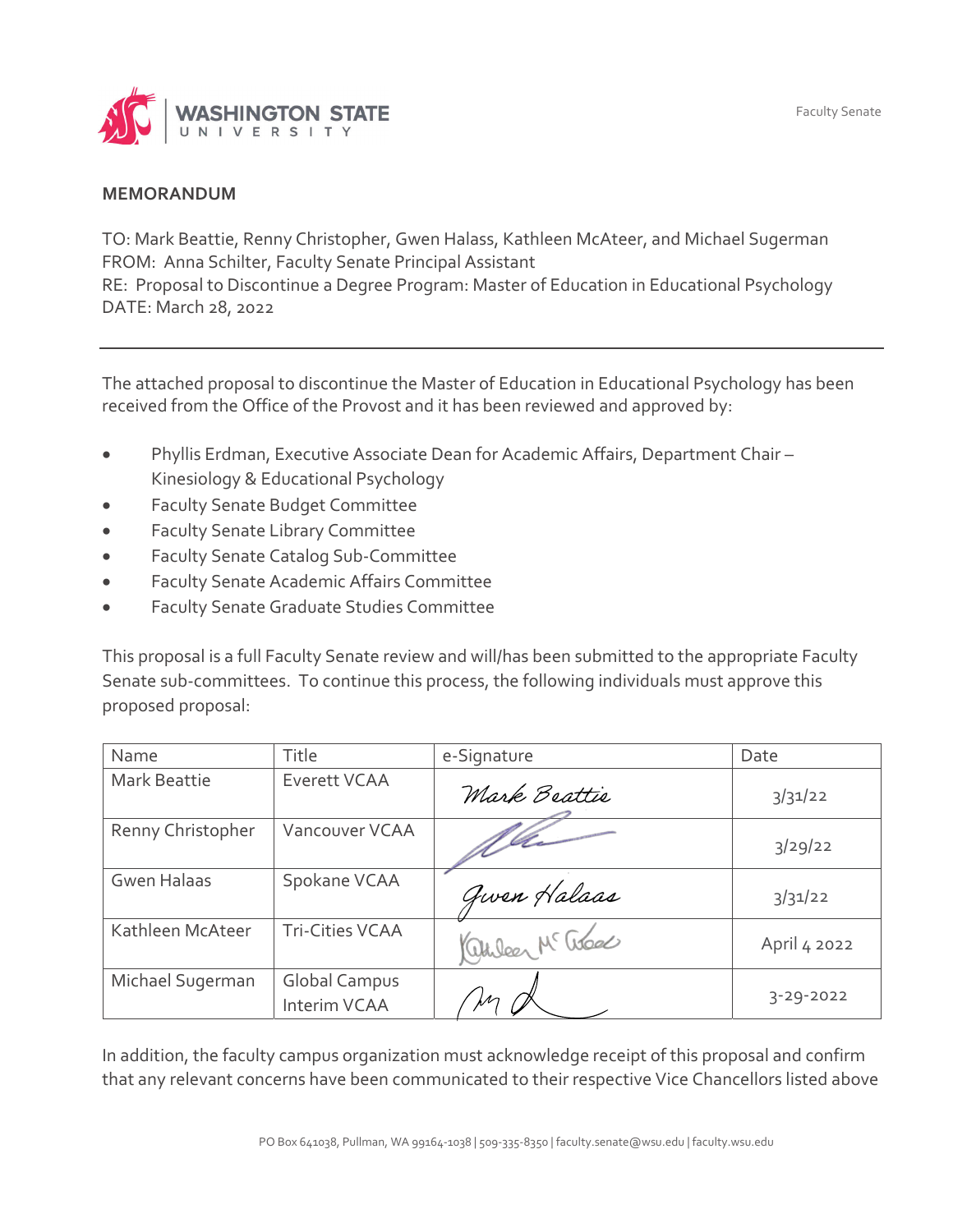Faculty Senate

**MEMORANDUM**

TO: Mark Beattie, Renny Christopher, Gwen Halass, Kathleen McAteer, and Michael Sugerman
FROM: Anna Schilter, Faculty Senate Principal Assistant
RE: Proposal to Discontinue a Degree Program: Master of Education in Educational Psychology
DATE: March 28, 2022

---

The attached proposal to discontinue the Master of Education in Educational Psychology has been received from the Office of the Provost and it has been reviewed and approved by:

- Phyllis Erdman, Executive Associate Dean for Academic Affairs, Department Chair – Kinesiology & Educational Psychology
- Faculty Senate Budget Committee
- Faculty Senate Library Committee
- Faculty Senate Catalog Sub-Committee
- Faculty Senate Academic Affairs Committee
- Faculty Senate Graduate Studies Committee

This proposal is a full Faculty Senate review and will/has been submitted to the appropriate Faculty Senate sub-committees. To continue this process, the following individuals must approve this proposed proposal:

| Name | Title | e-Signature | Date |
|---|---|---|---|
| Mark Beattie | Everett VCAA | Mark Beattie | 3/31/22 |
| Renny Christopher | Vancouver VCAA | [signature] | 3/29/22 |
| Gwen Halaas | Spokane VCAA | Gwen Halaas | 3/31/22 |
| Kathleen McAteer | Tri-Cities VCAA | Kathleen McAteer | April 4 2022 |
| Michael Sugerman | Global Campus Interim VCAA | [signature] | 3-29-2022 |

In addition, the faculty campus organization must acknowledge receipt of this proposal and confirm that any relevant concerns have been communicated to their respective Vice Chancellors listed above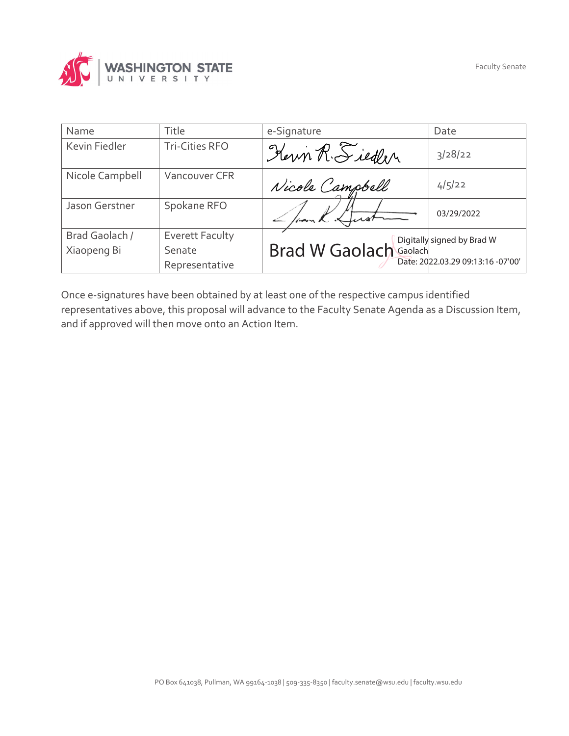| Name | Title | e-Signature | Date |
|---|---|---|---|
| Kevin Fiedler | Tri-Cities RFO | Kevin R. Fiedler | 3/28/22 |
| Nicole Campbell | Vancouver CFR | Nicole Campbell | 4/5/22 |
| Jason Gerstner | Spokane RFO | Jason R. Gerstner | 03/29/2022 |
| Brad Gaolach / Xiaopeng Bi | Everett Faculty Senate Representative | Brad W Gaolach Digitally signed by Brad W Gaolach Date: 2022.03.29 09:13:16 -07'00' | |

Once e-signatures have been obtained by at least one of the respective campus identified representatives above, this proposal will advance to the Faculty Senate Agenda as a Discussion Item, and if approved will then move onto an Action Item.